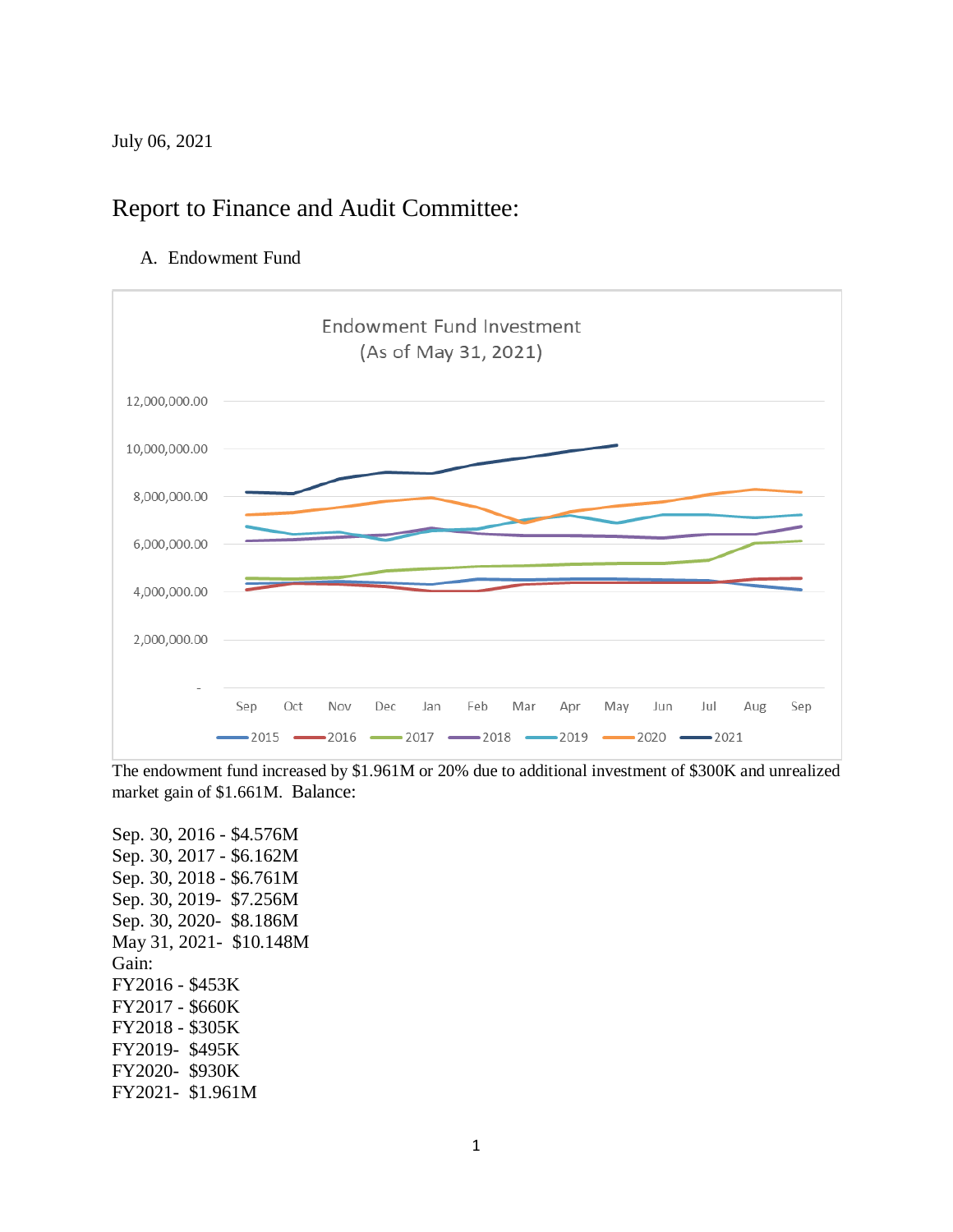July 06, 2021

# Report to Finance and Audit Committee:

A. Endowment Fund

The endowment fund increased by $1.961M or 20% due to additional investment of $300K and unrealized market gain of $1.661M. Balance:

Sep. 30, 2016 - $4.576M
Sep. 30, 2017 - $6.162M
Sep. 30, 2018 - $6.761M
Sep. 30, 2019- $7.256M
Sep. 30, 2020- $8.186M
May 31, 2021- $10.148M
Gain:
FY2016 - $453K
FY2017 - $660K
FY2018 - $305K
FY2019- $495K
FY2020- $930K
FY2021- $1.961M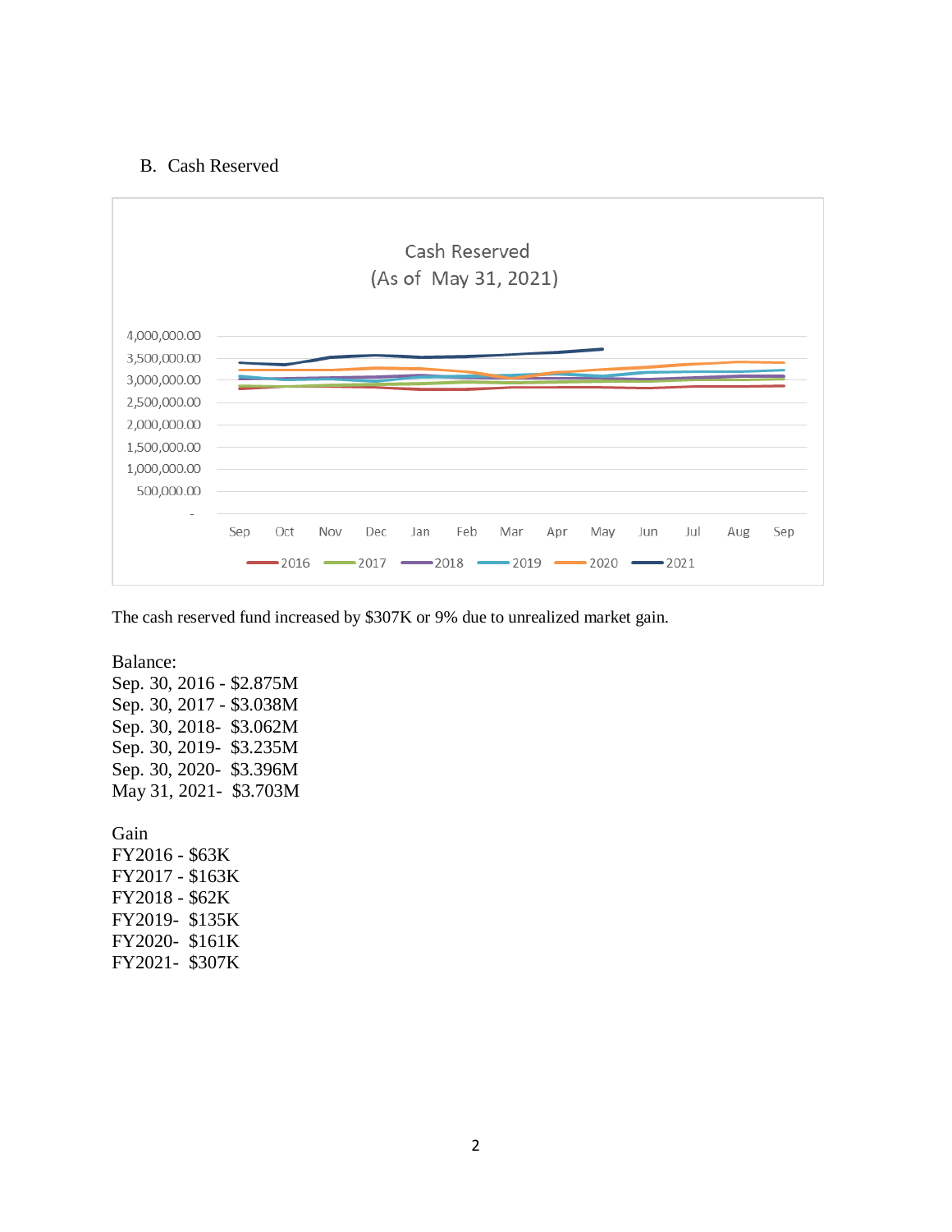## B. Cash Reserved

The cash reserved fund increased by $307K or 9% due to unrealized market gain.

Balance:
Sep. 30, 2016 - $2.875M
Sep. 30, 2017 - $3.038M
Sep. 30, 2018- $3.062M
Sep. 30, 2019- $3.235M
Sep. 30, 2020- $3.396M
May 31, 2021- $3.703M

Gain
FY2016 - $63K
FY2017 - $163K
FY2018 - $62K
FY2019- $135K
FY2020- $161K
FY2021- $307K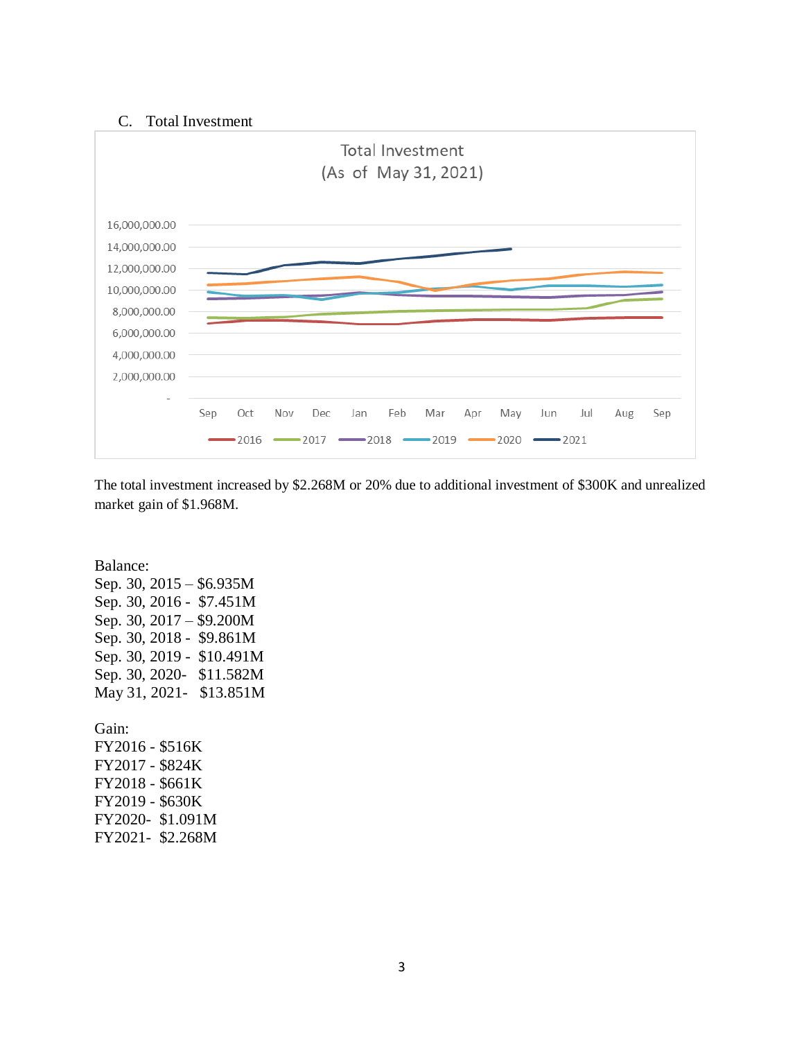## C. Total Investment

The total investment increased by $2.268M or 20% due to additional investment of $300K and unrealized market gain of $1.968M.

Balance:
Sep. 30, 2015 – $6.935M
Sep. 30, 2016 - $7.451M
Sep. 30, 2017 – $9.200M
Sep. 30, 2018 - $9.861M
Sep. 30, 2019 - $10.491M
Sep. 30, 2020- $11.582M
May 31, 2021- $13.851M

Gain:
FY2016 - $516K
FY2017 - $824K
FY2018 - $661K
FY2019 - $630K
FY2020- $1.091M
FY2021- $2.268M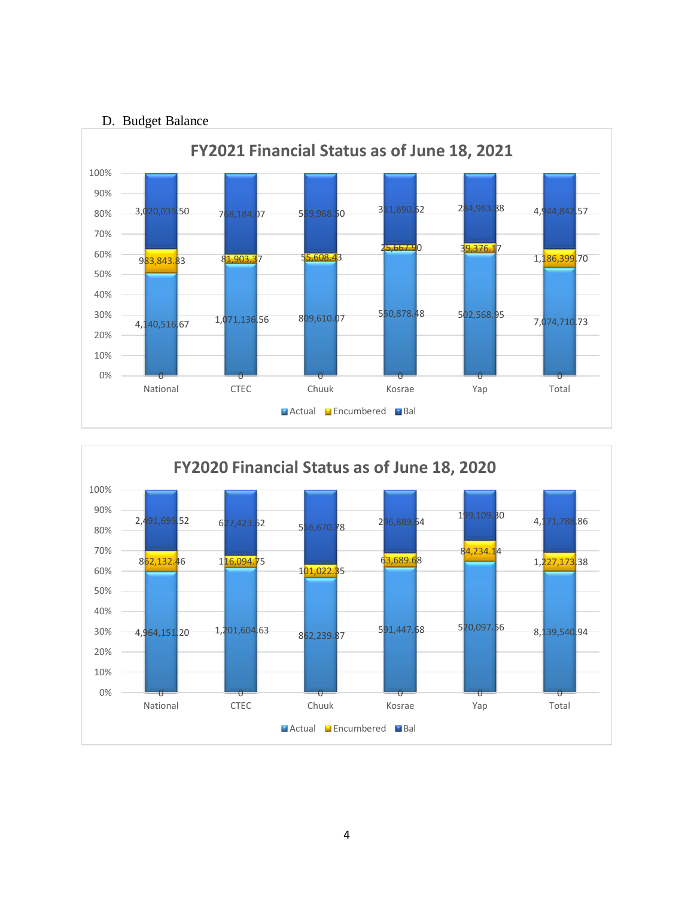D. Budget Balance

**FY2021 Financial Status as of June 18, 2021**

| | National | CTEC | Chuuk | Kosrae | Yap | Total |
|---|---|---|---|---|---|---|
| Actual | 4,140,516.67 | 1,071,136.56 | 809,610.07 | 550,878.48 | 502,568.95 | 7,074,710.73 |
| Encumbered | 983,843.83 | 81,903.37 | 55,608.43 | 25,667.90 | 39,376.17 | 1,186,399.70 |
| Bal | 3,020,035.50 | 768,184.07 | 559,968.50 | 311,690.62 | 284,963.88 | 4,944,842.57 |

**FY2020 Financial Status as of June 18, 2020**

| | National | CTEC | Chuuk | Kosrae | Yap | Total |
|---|---|---|---|---|---|---|
| Actual | 4,964,151.20 | 1,201,604.63 | 862,239.87 | 591,447.68 | 520,097.56 | 8,139,540.94 |
| Encumbered | 862,132.46 | 116,094.75 | 101,022.35 | 63,689.68 | 84,234.14 | 1,227,173.38 |
| Bal | 2,491,695.52 | 627,423.62 | 556,670.78 | 296,889.64 | 199,109.30 | 4,171,788.86 |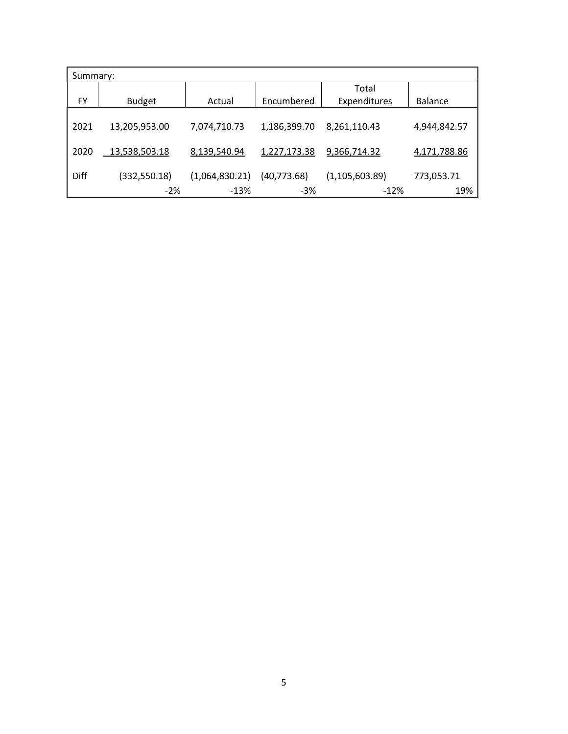Summary:

| FY | Budget | Actual | Encumbered | Total Expenditures | Balance |
|---|---|---|---|---|---|
| 2021 | 13,205,953.00 | 7,074,710.73 | 1,186,399.70 | 8,261,110.43 | 4,944,842.57 |
| 2020 | 13,538,503.18 | 8,139,540.94 | 1,227,173.38 | 9,366,714.32 | 4,171,788.86 |
| Diff | (332,550.18) | (1,064,830.21) | (40,773.68) | (1,105,603.89) | 773,053.71 |
| | -2% | -13% | -3% | -12% | 19% |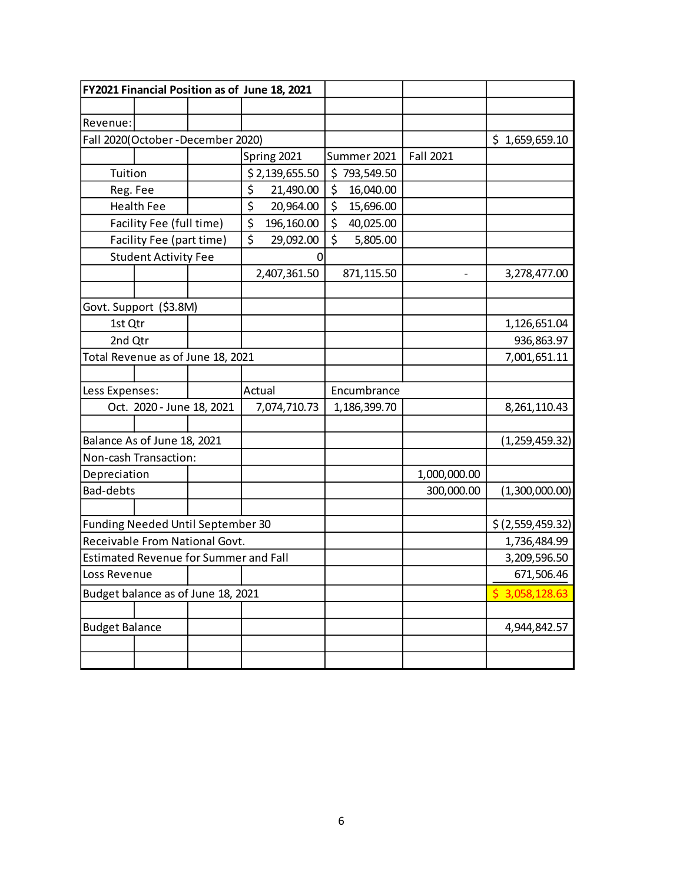| FY2021 Financial Position as of June 18, 2021 | | | | | | |
|---|---|---|---|---|---|---|
| | | | | | | |
| Revenue: | | | | | | |
| Fall 2020(October - December 2020) | | | | | | $ 1,659,659.10 |
| | | | Spring 2021 | Summer 2021 | Fall 2021 | |
| Tuition | | | $ 2,139,655.50 | $ 793,549.50 | | |
| Reg. Fee | | | $ 21,490.00 | $ 16,040.00 | | |
| Health Fee | | | $ 20,964.00 | $ 15,696.00 | | |
| Facility Fee (full time) | | | $ 196,160.00 | $ 40,025.00 | | |
| Facility Fee (part time) | | | $ 29,092.00 | $ 5,805.00 | | |
| Student Activity Fee | | | 0 | | | |
| | | | 2,407,361.50 | 871,115.50 | - | 3,278,477.00 |
| | | | | | | |
| Govt. Support ($3.8M) | | | | | | |
| 1st Qtr | | | | | | 1,126,651.04 |
| 2nd Qtr | | | | | | 936,863.97 |
| Total Revenue as of June 18, 2021 | | | | | | 7,001,651.11 |
| | | | | | | |
| Less Expenses: | | | Actual | Encumbrance | | |
| Oct. 2020 - June 18, 2021 | | | 7,074,710.73 | 1,186,399.70 | | 8,261,110.43 |
| | | | | | | |
| Balance As of June 18, 2021 | | | | | | (1,259,459.32) |
| Non-cash Transaction: | | | | | | |
| Depreciation | | | | | 1,000,000.00 | |
| Bad-debts | | | | | 300,000.00 | (1,300,000.00) |
| | | | | | | |
| Funding Needed Until September 30 | | | | | | $ (2,559,459.32) |
| Receivable From National Govt. | | | | | | 1,736,484.99 |
| Estimated Revenue for Summer and Fall | | | | | | 3,209,596.50 |
| Loss Revenue | | | | | | 671,506.46 |
| Budget balance as of June 18, 2021 | | | | | | $ 3,058,128.63 |
| | | | | | | |
| Budget Balance | | | | | | 4,944,842.57 |
| | | | | | | |
| | | | | | | |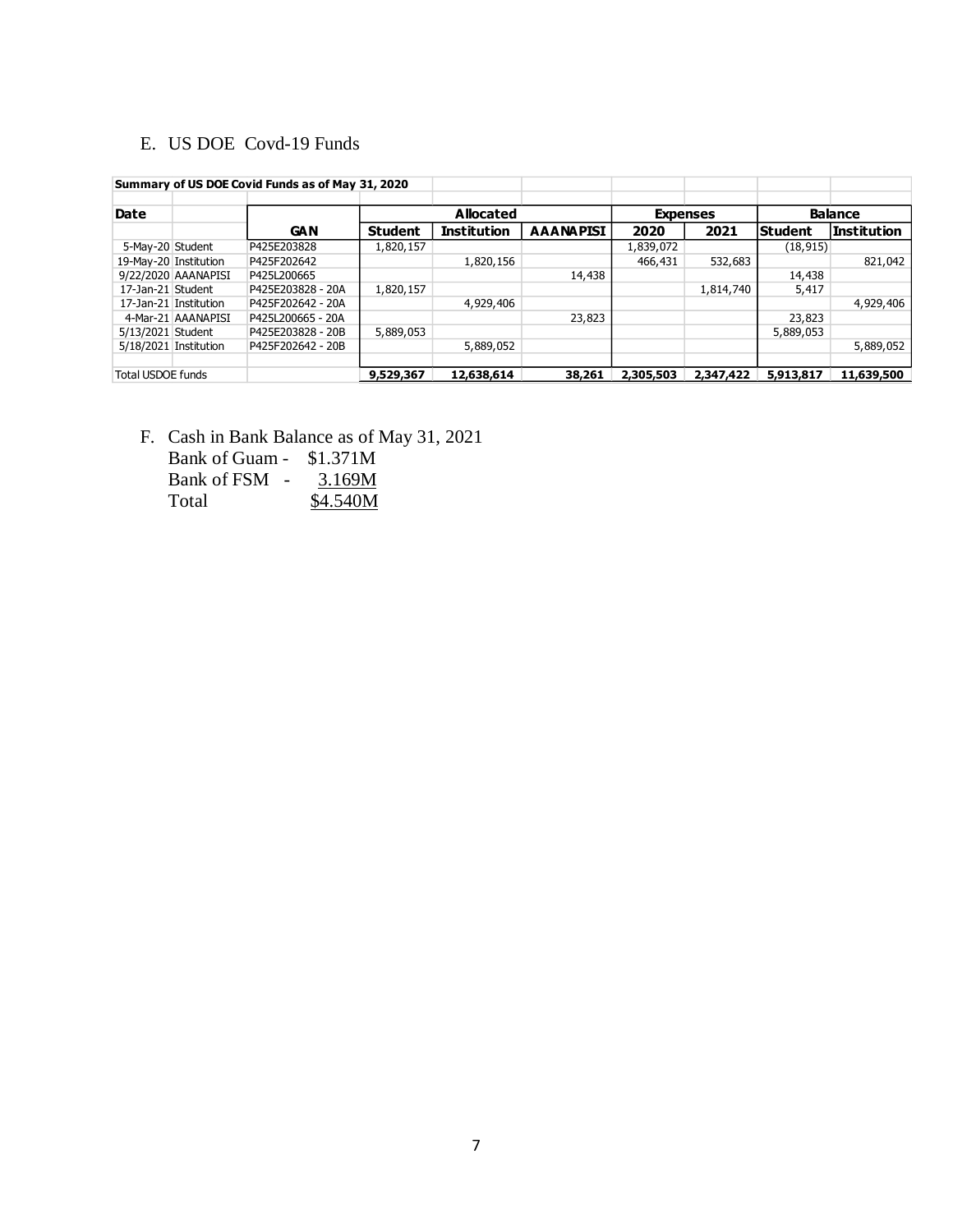E. US DOE Covd-19 Funds

| Summary of US DOE Covid Funds as of May 31, 2020 | | | | | | | | | |
|---|---|---|---|---|---|---|---|---|---|
| **Date** | | | **Allocated** | | | **Expenses** | | **Balance** | |
| | | **GAN** | **Student** | **Institution** | **AAANAPISI** | **2020** | **2021** | **Student** | **Institution** |
| 5-May-20 | Student | P425E203828 | 1,820,157 | | | 1,839,072 | | (18,915) | |
| 19-May-20 | Institution | P425F202642 | | 1,820,156 | | 466,431 | 532,683 | | 821,042 |
| 9/22/2020 | AAANAPISI | P425L200665 | | | 14,438 | | | 14,438 | |
| 17-Jan-21 | Student | P425E203828 - 20A | 1,820,157 | | | | 1,814,740 | 5,417 | |
| 17-Jan-21 | Institution | P425F202642 - 20A | | 4,929,406 | | | | | 4,929,406 |
| 4-Mar-21 | AAANAPISI | P425L200665 - 20A | | | 23,823 | | | 23,823 | |
| 5/13/2021 | Student | P425E203828 - 20B | 5,889,053 | | | | | 5,889,053 | |
| 5/18/2021 | Institution | P425F202642 - 20B | | 5,889,052 | | | | | 5,889,052 |
| Total USDOE funds | | | **9,529,367** | **12,638,614** | **38,261** | **2,305,503** | **2,347,422** | **5,913,817** | **11,639,500** |

F. Cash in Bank Balance as of May 31, 2021

Bank of Guam - $1.371M
Bank of FSM - 3.169M
Total $4.540M